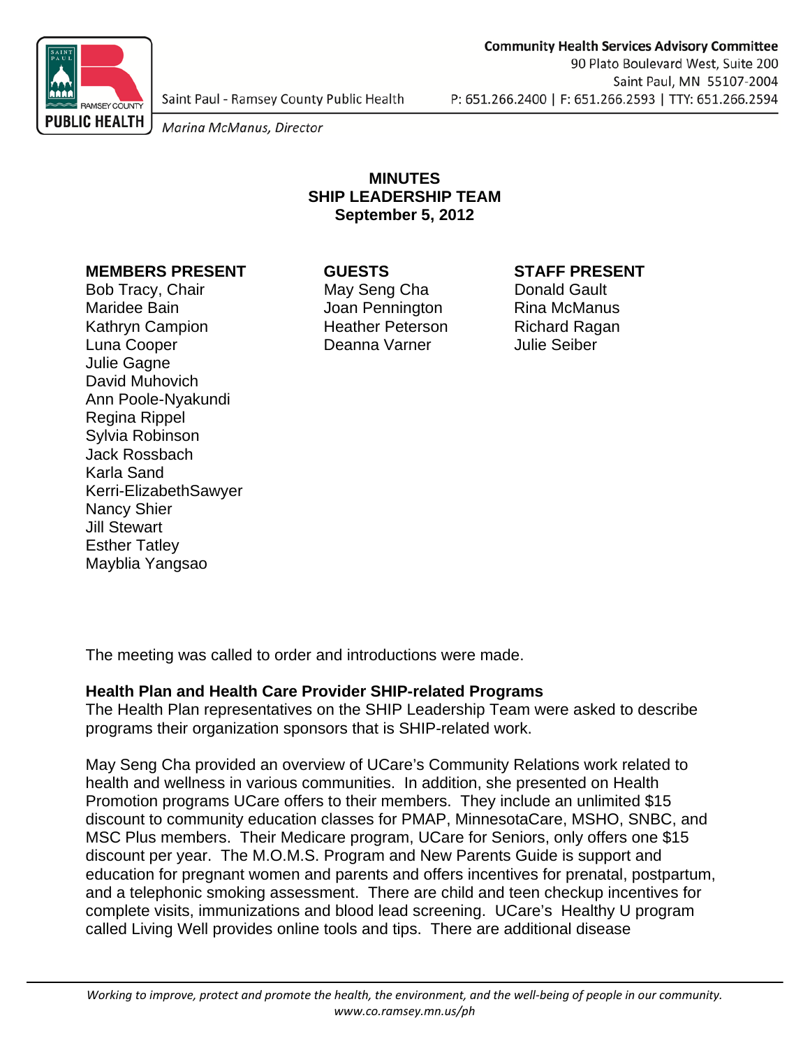Community Health Services Advisory Committee
90 Plato Boulevard West, Suite 200
Saint Paul, MN 55107-2004
P: 651.266.2400 | F: 651.266.2593 | TTY: 651.266.2594

Saint Paul - Ramsey County Public Health

*Marina McManus, Director*

# MINUTES
# SHIP LEADERSHIP TEAM
# September 5, 2012

**MEMBERS PRESENT**
Bob Tracy, Chair
Maridee Bain
Kathryn Campion
Luna Cooper
Julie Gagne
David Muhovich
Ann Poole-Nyakundi
Regina Rippel
Sylvia Robinson
Jack Rossbach
Karla Sand
Kerri-ElizabethSawyer
Nancy Shier
Jill Stewart
Esther Tatley
Mayblia Yangsao

**GUESTS**
May Seng Cha
Joan Pennington
Heather Peterson
Deanna Varner

**STAFF PRESENT**
Donald Gault
Rina McManus
Richard Ragan
Julie Seiber

The meeting was called to order and introductions were made.

**Health Plan and Health Care Provider SHIP-related Programs**
The Health Plan representatives on the SHIP Leadership Team were asked to describe programs their organization sponsors that is SHIP-related work.

May Seng Cha provided an overview of UCare's Community Relations work related to health and wellness in various communities. In addition, she presented on Health Promotion programs UCare offers to their members. They include an unlimited $15 discount to community education classes for PMAP, MinnesotaCare, MSHO, SNBC, and MSC Plus members. Their Medicare program, UCare for Seniors, only offers one $15 discount per year. The M.O.M.S. Program and New Parents Guide is support and education for pregnant women and parents and offers incentives for prenatal, postpartum, and a telephonic smoking assessment. There are child and teen checkup incentives for complete visits, immunizations and blood lead screening. UCare's Healthy U program called Living Well provides online tools and tips. There are additional disease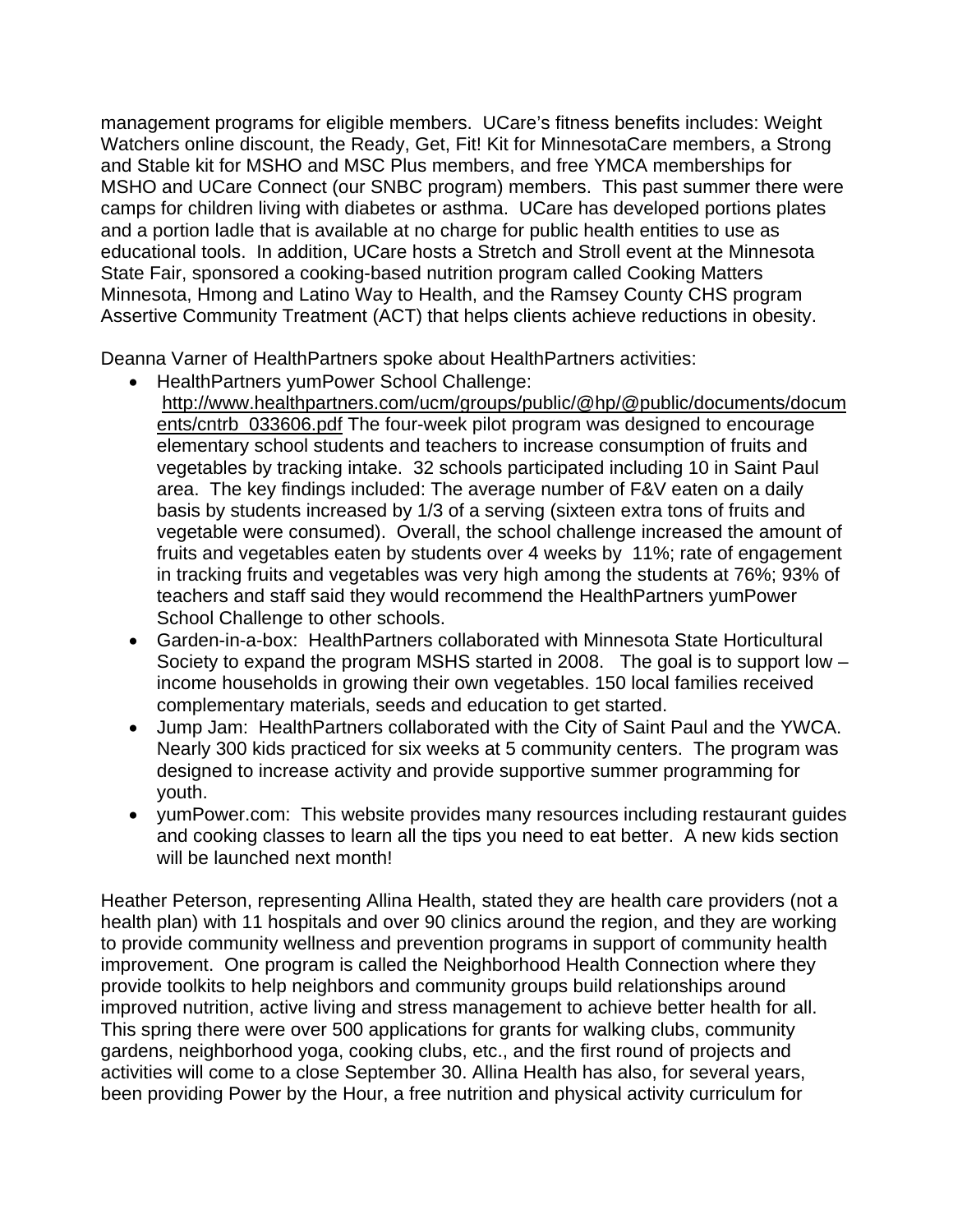management programs for eligible members. UCare's fitness benefits includes: Weight Watchers online discount, the Ready, Get, Fit! Kit for MinnesotaCare members, a Strong and Stable kit for MSHO and MSC Plus members, and free YMCA memberships for MSHO and UCare Connect (our SNBC program) members. This past summer there were camps for children living with diabetes or asthma. UCare has developed portions plates and a portion ladle that is available at no charge for public health entities to use as educational tools. In addition, UCare hosts a Stretch and Stroll event at the Minnesota State Fair, sponsored a cooking-based nutrition program called Cooking Matters Minnesota, Hmong and Latino Way to Health, and the Ramsey County CHS program Assertive Community Treatment (ACT) that helps clients achieve reductions in obesity.

Deanna Varner of HealthPartners spoke about HealthPartners activities:

- HealthPartners yumPower School Challenge: http://www.healthpartners.com/ucm/groups/public/@hp/@public/documents/documents/cntrb_033606.pdf The four-week pilot program was designed to encourage elementary school students and teachers to increase consumption of fruits and vegetables by tracking intake. 32 schools participated including 10 in Saint Paul area. The key findings included: The average number of F&V eaten on a daily basis by students increased by 1/3 of a serving (sixteen extra tons of fruits and vegetable were consumed). Overall, the school challenge increased the amount of fruits and vegetables eaten by students over 4 weeks by 11%; rate of engagement in tracking fruits and vegetables was very high among the students at 76%; 93% of teachers and staff said they would recommend the HealthPartners yumPower School Challenge to other schools.
- Garden-in-a-box: HealthPartners collaborated with Minnesota State Horticultural Society to expand the program MSHS started in 2008. The goal is to support low – income households in growing their own vegetables. 150 local families received complementary materials, seeds and education to get started.
- Jump Jam: HealthPartners collaborated with the City of Saint Paul and the YWCA. Nearly 300 kids practiced for six weeks at 5 community centers. The program was designed to increase activity and provide supportive summer programming for youth.
- yumPower.com: This website provides many resources including restaurant guides and cooking classes to learn all the tips you need to eat better. A new kids section will be launched next month!

Heather Peterson, representing Allina Health, stated they are health care providers (not a health plan) with 11 hospitals and over 90 clinics around the region, and they are working to provide community wellness and prevention programs in support of community health improvement. One program is called the Neighborhood Health Connection where they provide toolkits to help neighbors and community groups build relationships around improved nutrition, active living and stress management to achieve better health for all. This spring there were over 500 applications for grants for walking clubs, community gardens, neighborhood yoga, cooking clubs, etc., and the first round of projects and activities will come to a close September 30. Allina Health has also, for several years, been providing Power by the Hour, a free nutrition and physical activity curriculum for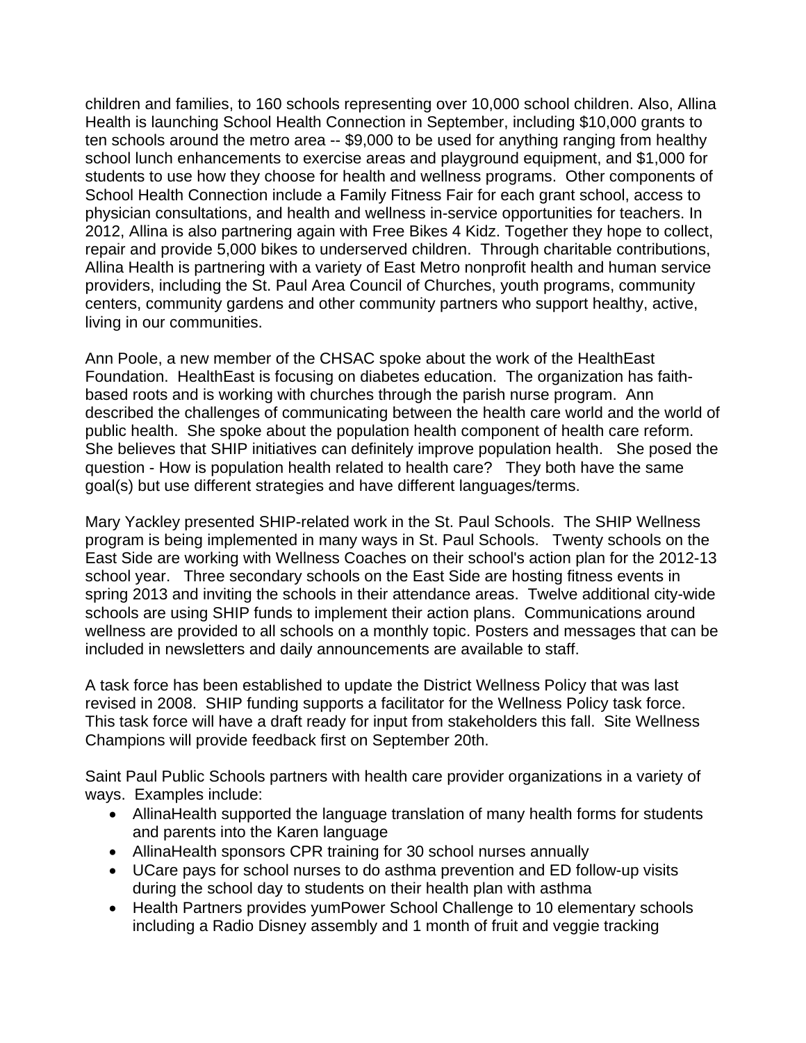children and families, to 160 schools representing over 10,000 school children. Also, Allina Health is launching School Health Connection in September, including $10,000 grants to ten schools around the metro area -- $9,000 to be used for anything ranging from healthy school lunch enhancements to exercise areas and playground equipment, and $1,000 for students to use how they choose for health and wellness programs. Other components of School Health Connection include a Family Fitness Fair for each grant school, access to physician consultations, and health and wellness in-service opportunities for teachers. In 2012, Allina is also partnering again with Free Bikes 4 Kidz. Together they hope to collect, repair and provide 5,000 bikes to underserved children. Through charitable contributions, Allina Health is partnering with a variety of East Metro nonprofit health and human service providers, including the St. Paul Area Council of Churches, youth programs, community centers, community gardens and other community partners who support healthy, active, living in our communities.

Ann Poole, a new member of the CHSAC spoke about the work of the HealthEast Foundation. HealthEast is focusing on diabetes education. The organization has faith-based roots and is working with churches through the parish nurse program. Ann described the challenges of communicating between the health care world and the world of public health. She spoke about the population health component of health care reform. She believes that SHIP initiatives can definitely improve population health. She posed the question - How is population health related to health care? They both have the same goal(s) but use different strategies and have different languages/terms.

Mary Yackley presented SHIP-related work in the St. Paul Schools. The SHIP Wellness program is being implemented in many ways in St. Paul Schools. Twenty schools on the East Side are working with Wellness Coaches on their school's action plan for the 2012-13 school year. Three secondary schools on the East Side are hosting fitness events in spring 2013 and inviting the schools in their attendance areas. Twelve additional city-wide schools are using SHIP funds to implement their action plans. Communications around wellness are provided to all schools on a monthly topic. Posters and messages that can be included in newsletters and daily announcements are available to staff.

A task force has been established to update the District Wellness Policy that was last revised in 2008. SHIP funding supports a facilitator for the Wellness Policy task force. This task force will have a draft ready for input from stakeholders this fall. Site Wellness Champions will provide feedback first on September 20th.

Saint Paul Public Schools partners with health care provider organizations in a variety of ways. Examples include:

- AllinaHealth supported the language translation of many health forms for students and parents into the Karen language
- AllinaHealth sponsors CPR training for 30 school nurses annually
- UCare pays for school nurses to do asthma prevention and ED follow-up visits during the school day to students on their health plan with asthma
- Health Partners provides yumPower School Challenge to 10 elementary schools including a Radio Disney assembly and 1 month of fruit and veggie tracking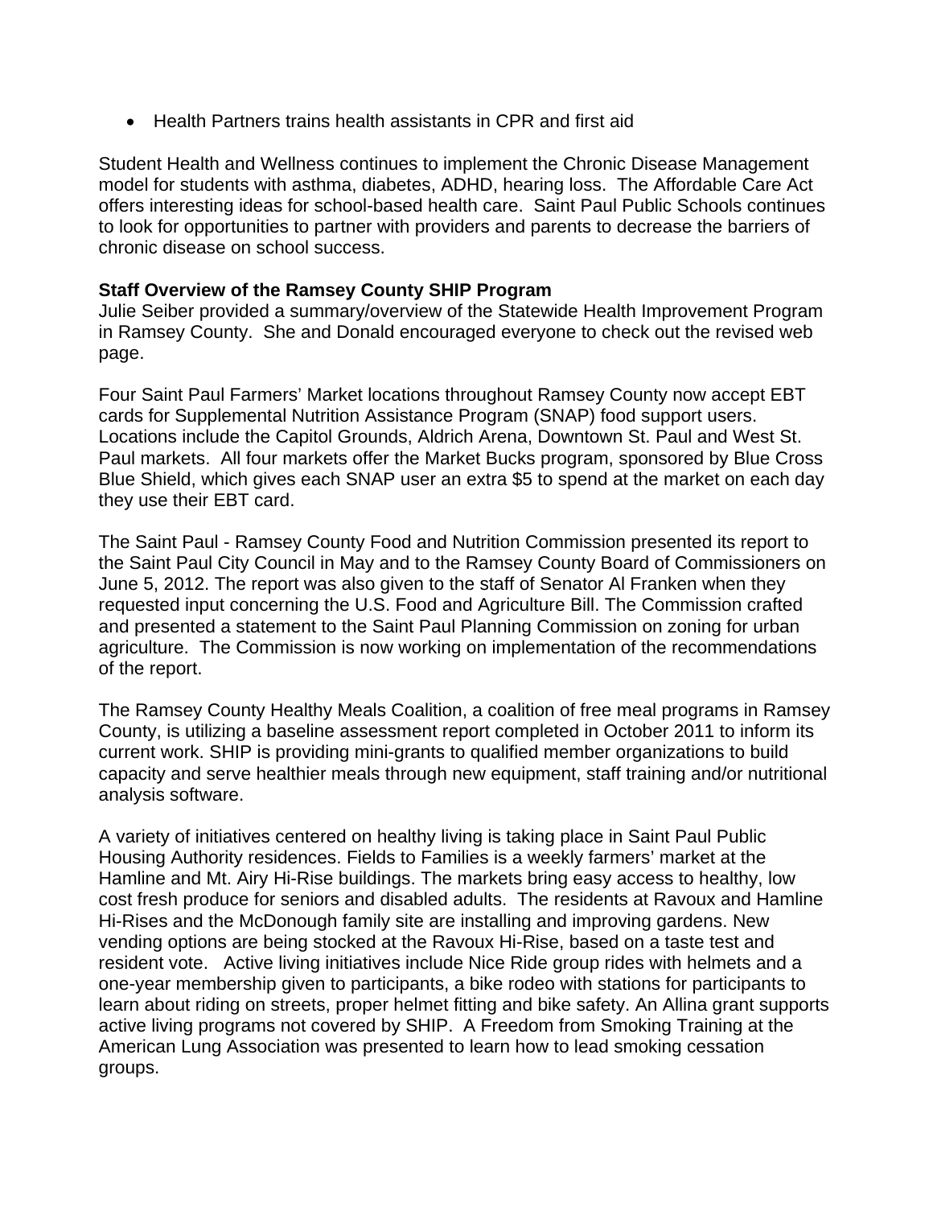- Health Partners trains health assistants in CPR and first aid

Student Health and Wellness continues to implement the Chronic Disease Management model for students with asthma, diabetes, ADHD, hearing loss. The Affordable Care Act offers interesting ideas for school-based health care. Saint Paul Public Schools continues to look for opportunities to partner with providers and parents to decrease the barriers of chronic disease on school success.

**Staff Overview of the Ramsey County SHIP Program**
Julie Seiber provided a summary/overview of the Statewide Health Improvement Program in Ramsey County. She and Donald encouraged everyone to check out the revised web page.

Four Saint Paul Farmers' Market locations throughout Ramsey County now accept EBT cards for Supplemental Nutrition Assistance Program (SNAP) food support users. Locations include the Capitol Grounds, Aldrich Arena, Downtown St. Paul and West St. Paul markets. All four markets offer the Market Bucks program, sponsored by Blue Cross Blue Shield, which gives each SNAP user an extra $5 to spend at the market on each day they use their EBT card.

The Saint Paul - Ramsey County Food and Nutrition Commission presented its report to the Saint Paul City Council in May and to the Ramsey County Board of Commissioners on June 5, 2012. The report was also given to the staff of Senator Al Franken when they requested input concerning the U.S. Food and Agriculture Bill. The Commission crafted and presented a statement to the Saint Paul Planning Commission on zoning for urban agriculture. The Commission is now working on implementation of the recommendations of the report.

The Ramsey County Healthy Meals Coalition, a coalition of free meal programs in Ramsey County, is utilizing a baseline assessment report completed in October 2011 to inform its current work. SHIP is providing mini-grants to qualified member organizations to build capacity and serve healthier meals through new equipment, staff training and/or nutritional analysis software.

A variety of initiatives centered on healthy living is taking place in Saint Paul Public Housing Authority residences. Fields to Families is a weekly farmers' market at the Hamline and Mt. Airy Hi-Rise buildings. The markets bring easy access to healthy, low cost fresh produce for seniors and disabled adults. The residents at Ravoux and Hamline Hi-Rises and the McDonough family site are installing and improving gardens. New vending options are being stocked at the Ravoux Hi-Rise, based on a taste test and resident vote. Active living initiatives include Nice Ride group rides with helmets and a one-year membership given to participants, a bike rodeo with stations for participants to learn about riding on streets, proper helmet fitting and bike safety. An Allina grant supports active living programs not covered by SHIP. A Freedom from Smoking Training at the American Lung Association was presented to learn how to lead smoking cessation groups.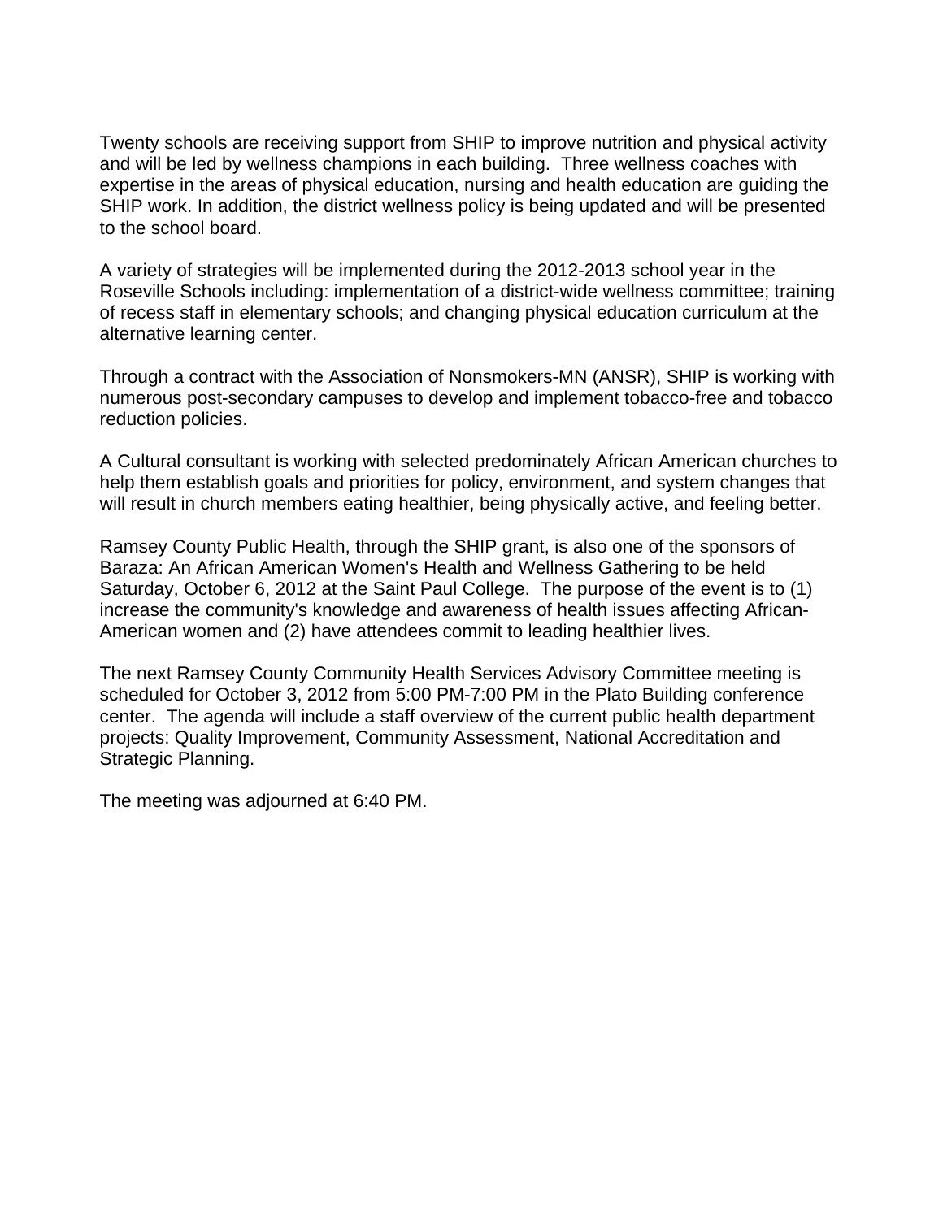Twenty schools are receiving support from SHIP to improve nutrition and physical activity and will be led by wellness champions in each building.  Three wellness coaches with expertise in the areas of physical education, nursing and health education are guiding the SHIP work. In addition, the district wellness policy is being updated and will be presented to the school board.

A variety of strategies will be implemented during the 2012-2013 school year in the Roseville Schools including: implementation of a district-wide wellness committee; training of recess staff in elementary schools; and changing physical education curriculum at the alternative learning center.

Through a contract with the Association of Nonsmokers-MN (ANSR), SHIP is working with numerous post-secondary campuses to develop and implement tobacco-free and tobacco reduction policies.

A Cultural consultant is working with selected predominately African American churches to help them establish goals and priorities for policy, environment, and system changes that will result in church members eating healthier, being physically active, and feeling better.

Ramsey County Public Health, through the SHIP grant, is also one of the sponsors of Baraza: An African American Women's Health and Wellness Gathering to be held Saturday, October 6, 2012 at the Saint Paul College.  The purpose of the event is to (1) increase the community's knowledge and awareness of health issues affecting African-American women and (2) have attendees commit to leading healthier lives.

The next Ramsey County Community Health Services Advisory Committee meeting is scheduled for October 3, 2012 from 5:00 PM-7:00 PM in the Plato Building conference center.  The agenda will include a staff overview of the current public health department projects: Quality Improvement, Community Assessment, National Accreditation and Strategic Planning.

The meeting was adjourned at 6:40 PM.